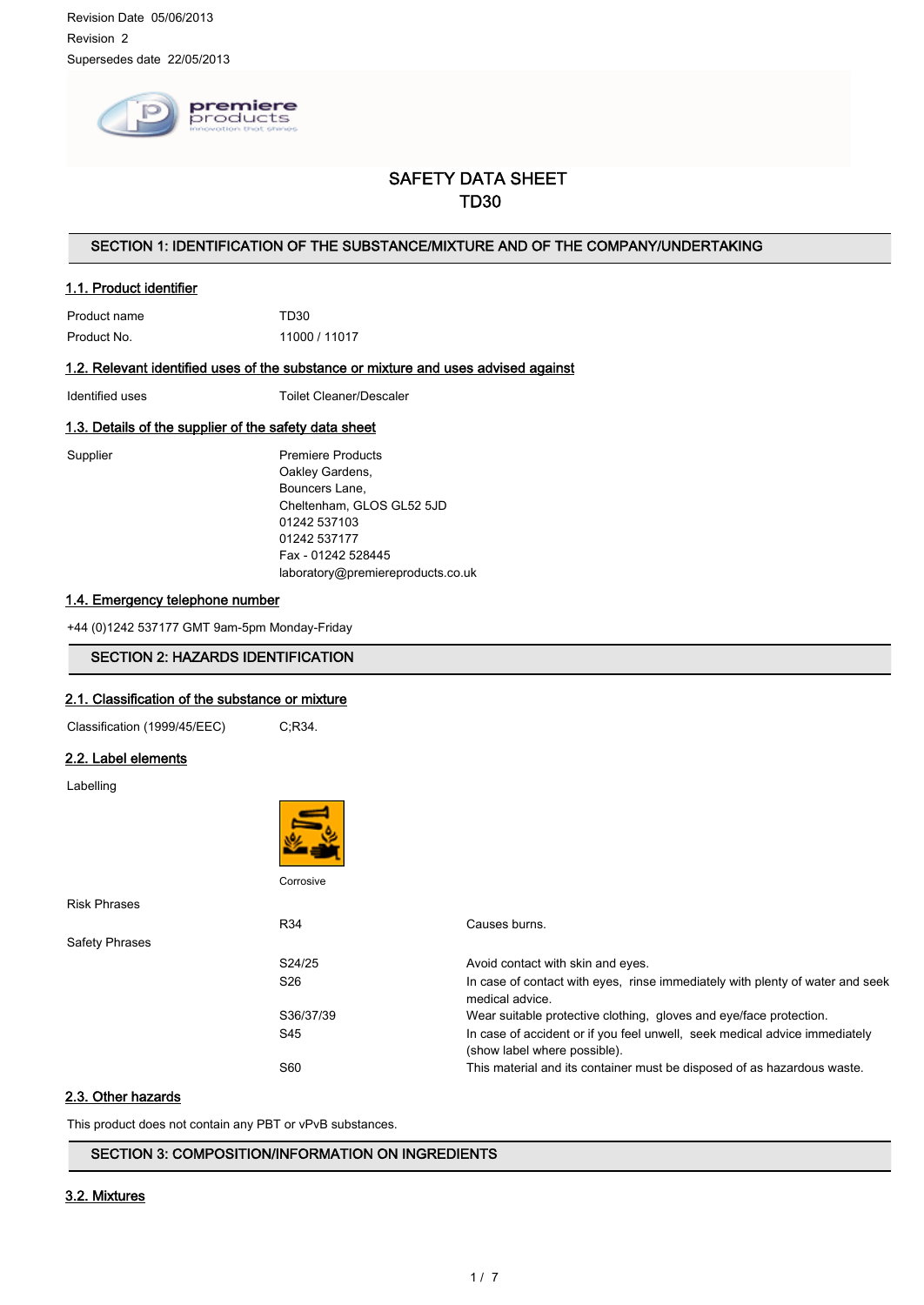Revision Date 05/06/2013

Revision 2

Supersedes date 22/05/2013

# SAFETY DATA SHEET
# TD30

## SECTION 1: IDENTIFICATION OF THE SUBSTANCE/MIXTURE AND OF THE COMPANY/UNDERTAKING

### 1.1. Product identifier

| | |
|---|---|
| Product name | TD30 |
| Product No. | 11000 / 11017 |

### 1.2. Relevant identified uses of the substance or mixture and uses advised against

| | |
|---|---|
| Identified uses | Toilet Cleaner/Descaler |

### 1.3. Details of the supplier of the safety data sheet

Supplier

Premiere Products
Oakley Gardens,
Bouncers Lane,
Cheltenham, GLOS GL52 5JD
01242 537103
01242 537177
Fax - 01242 528445
laboratory@premiereproducts.co.uk

### 1.4. Emergency telephone number

+44 (0)1242 537177 GMT 9am-5pm Monday-Friday

## SECTION 2: HAZARDS IDENTIFICATION

### 2.1. Classification of the substance or mixture

| | |
|---|---|
| Classification (1999/45/EEC) | C;R34. |

### 2.2. Label elements

Labelling

Corrosive

Risk Phrases

| | |
|---|---|
| R34 | Causes burns. |

Safety Phrases

| | |
|---|---|
| S24/25 | Avoid contact with skin and eyes. |
| S26 | In case of contact with eyes, rinse immediately with plenty of water and seek medical advice. |
| S36/37/39 | Wear suitable protective clothing, gloves and eye/face protection. |
| S45 | In case of accident or if you feel unwell, seek medical advice immediately (show label where possible). |
| S60 | This material and its container must be disposed of as hazardous waste. |

### 2.3. Other hazards

This product does not contain any PBT or vPvB substances.

## SECTION 3: COMPOSITION/INFORMATION ON INGREDIENTS

### 3.2. Mixtures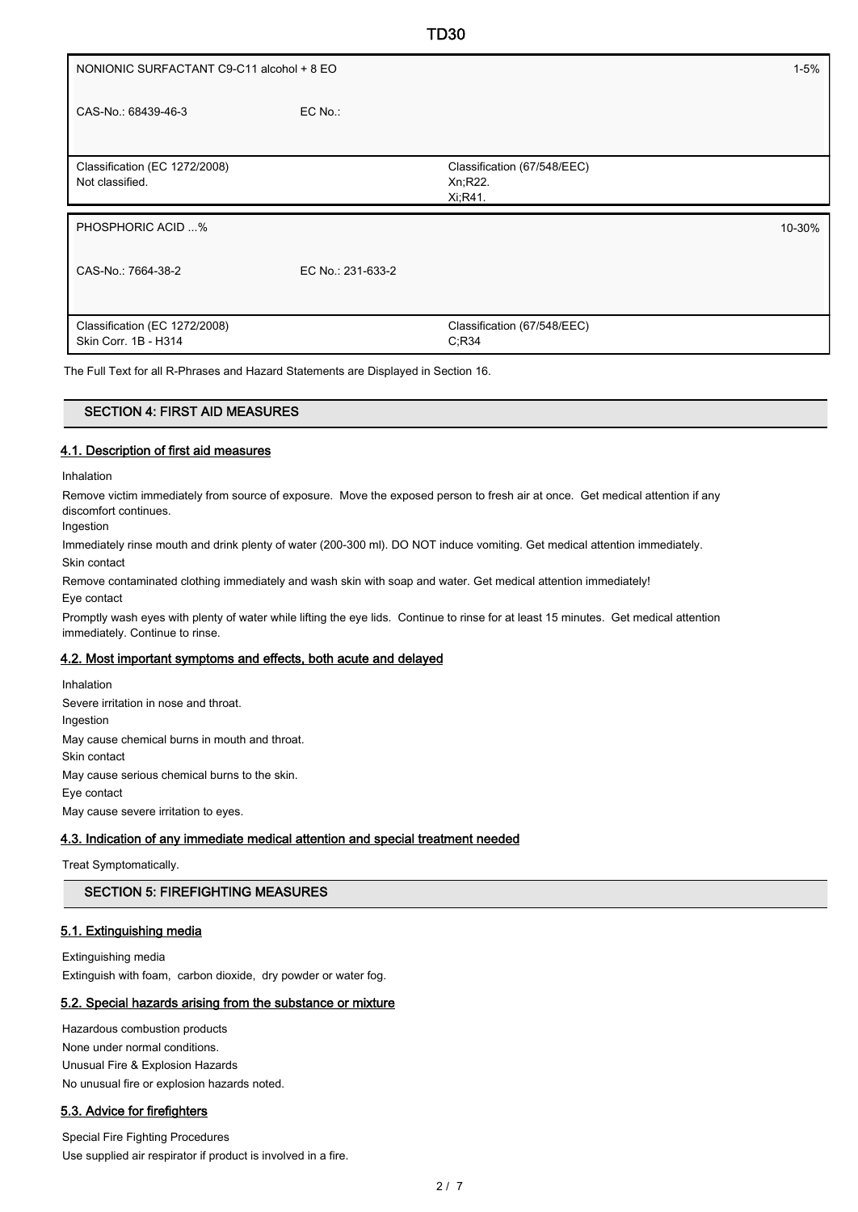| NONIONIC SURFACTANT C9-C11 alcohol + 8 EO | | 1-5% |
|---|---|---|
| CAS-No.: 68439-46-3 | EC No.: | |
| Classification (EC 1272/2008)<br>Not classified. | Classification (67/548/EEC)<br>Xn;R22.<br>Xi;R41. | |

| PHOSPHORIC ACID ...% | | 10-30% |
|---|---|---|
| CAS-No.: 7664-38-2 | EC No.: 231-633-2 | |
| Classification (EC 1272/2008)<br>Skin Corr. 1B - H314 | Classification (67/548/EEC)<br>C;R34 | |

The Full Text for all R-Phrases and Hazard Statements are Displayed in Section 16.

## SECTION 4: FIRST AID MEASURES

### 4.1. Description of first aid measures

Inhalation

Remove victim immediately from source of exposure. Move the exposed person to fresh air at once. Get medical attention if any discomfort continues.

Ingestion

Immediately rinse mouth and drink plenty of water (200-300 ml). DO NOT induce vomiting. Get medical attention immediately.

Skin contact

Remove contaminated clothing immediately and wash skin with soap and water. Get medical attention immediately!

Eye contact

Promptly wash eyes with plenty of water while lifting the eye lids. Continue to rinse for at least 15 minutes. Get medical attention immediately. Continue to rinse.

### 4.2. Most important symptoms and effects, both acute and delayed

Inhalation

Severe irritation in nose and throat.

Ingestion

May cause chemical burns in mouth and throat.

Skin contact

May cause serious chemical burns to the skin.

Eye contact

May cause severe irritation to eyes.

### 4.3. Indication of any immediate medical attention and special treatment needed

Treat Symptomatically.

## SECTION 5: FIREFIGHTING MEASURES

### 5.1. Extinguishing media

Extinguishing media

Extinguish with foam, carbon dioxide, dry powder or water fog.

### 5.2. Special hazards arising from the substance or mixture

Hazardous combustion products

None under normal conditions.

Unusual Fire & Explosion Hazards

No unusual fire or explosion hazards noted.

### 5.3. Advice for firefighters

Special Fire Fighting Procedures

Use supplied air respirator if product is involved in a fire.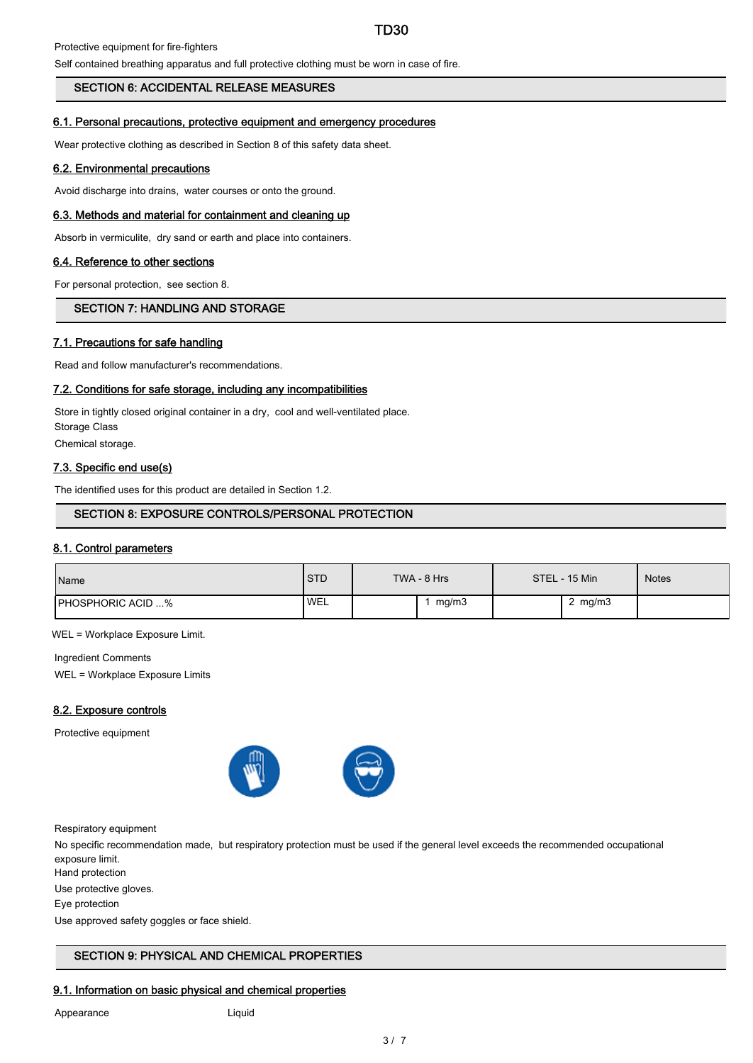Protective equipment for fire-fighters

Self contained breathing apparatus and full protective clothing must be worn in case of fire.

## SECTION 6: ACCIDENTAL RELEASE MEASURES

### 6.1. Personal precautions, protective equipment and emergency procedures

Wear protective clothing as described in Section 8 of this safety data sheet.

### 6.2. Environmental precautions

Avoid discharge into drains, water courses or onto the ground.

### 6.3. Methods and material for containment and cleaning up

Absorb in vermiculite, dry sand or earth and place into containers.

### 6.4. Reference to other sections

For personal protection, see section 8.

## SECTION 7: HANDLING AND STORAGE

### 7.1. Precautions for safe handling

Read and follow manufacturer's recommendations.

### 7.2. Conditions for safe storage, including any incompatibilities

Store in tightly closed original container in a dry, cool and well-ventilated place.

Storage Class

Chemical storage.

### 7.3. Specific end use(s)

The identified uses for this product are detailed in Section 1.2.

## SECTION 8: EXPOSURE CONTROLS/PERSONAL PROTECTION

### 8.1. Control parameters

| Name | STD | TWA - 8 Hrs | | STEL - 15 Min | | Notes |
|---|---|---|---|---|---|---|
| PHOSPHORIC ACID ...% | WEL | | 1 mg/m3 | | 2 mg/m3 | |

WEL = Workplace Exposure Limit.

Ingredient Comments

WEL = Workplace Exposure Limits

### 8.2. Exposure controls

Protective equipment

Respiratory equipment

No specific recommendation made, but respiratory protection must be used if the general level exceeds the recommended occupational exposure limit.

Hand protection

Use protective gloves.

Eye protection

Use approved safety goggles or face shield.

## SECTION 9: PHYSICAL AND CHEMICAL PROPERTIES

### 9.1. Information on basic physical and chemical properties

Appearance Liquid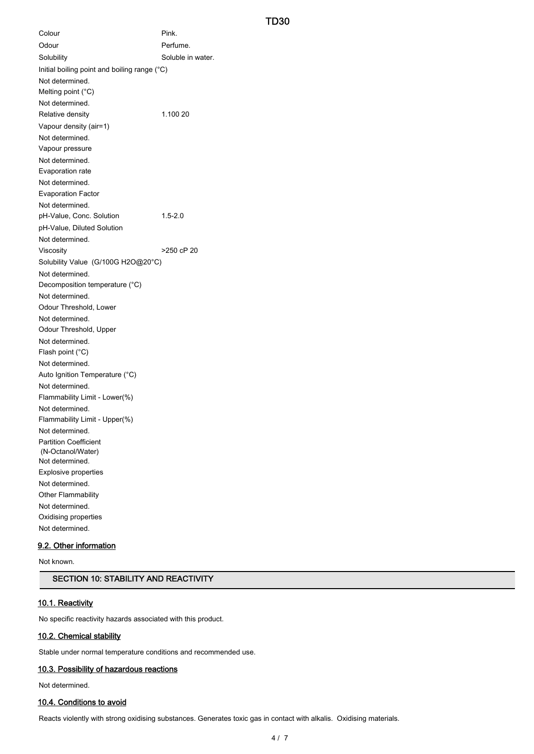| | |
|---|---|
| Colour | Pink. |
| Odour | Perfume. |
| Solubility | Soluble in water. |

Initial boiling point and boiling range (°C)

Not determined.

Melting point (°C)

Not determined.

| | |
|---|---|
| Relative density | 1.100 20 |

Vapour density (air=1)

Not determined.

Vapour pressure

Not determined.

Evaporation rate

Not determined.

Evaporation Factor

Not determined.

| | |
|---|---|
| pH-Value, Conc. Solution | 1.5-2.0 |

pH-Value, Diluted Solution

Not determined.

| | |
|---|---|
| Viscosity | >250 cP 20 |

Solubility Value (G/100G H2O@20°C)

Not determined.

Decomposition temperature (°C)

Not determined.

Odour Threshold, Lower

Not determined.

Odour Threshold, Upper

Not determined.

Flash point (°C)

Not determined.

Auto Ignition Temperature (°C)

Not determined.

Flammability Limit - Lower(%)

Not determined.

Flammability Limit - Upper(%)

Not determined.

Partition Coefficient
(N-Octanol/Water)

Not determined.

Explosive properties

Not determined.

Other Flammability

Not determined.

Oxidising properties

Not determined.

### 9.2. Other information

Not known.

## SECTION 10: STABILITY AND REACTIVITY

### 10.1. Reactivity

No specific reactivity hazards associated with this product.

### 10.2. Chemical stability

Stable under normal temperature conditions and recommended use.

### 10.3. Possibility of hazardous reactions

Not determined.

### 10.4. Conditions to avoid

Reacts violently with strong oxidising substances. Generates toxic gas in contact with alkalis. Oxidising materials.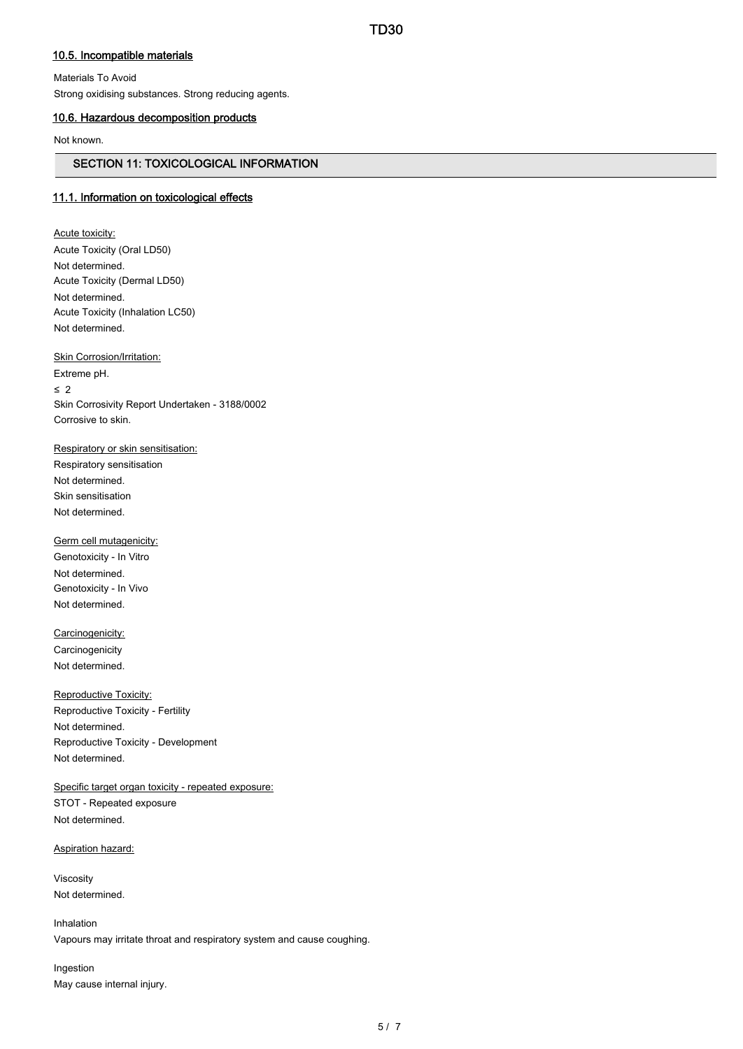### 10.5. Incompatible materials

Materials To Avoid

Strong oxidising substances. Strong reducing agents.

### 10.6. Hazardous decomposition products

Not known.

## SECTION 11: TOXICOLOGICAL INFORMATION

### 11.1. Information on toxicological effects

Acute toxicity:

Acute Toxicity (Oral LD50)

Not determined.

Acute Toxicity (Dermal LD50)

Not determined.

Acute Toxicity (Inhalation LC50)

Not determined.

Skin Corrosion/Irritation:

Extreme pH.

$\leq$ 2

Skin Corrosivity Report Undertaken - 3188/0002

Corrosive to skin.

Respiratory or skin sensitisation:

Respiratory sensitisation

Not determined.

Skin sensitisation

Not determined.

Germ cell mutagenicity:

Genotoxicity - In Vitro

Not determined.

Genotoxicity - In Vivo

Not determined.

Carcinogenicity:

Carcinogenicity

Not determined.

Reproductive Toxicity:

Reproductive Toxicity - Fertility

Not determined.

Reproductive Toxicity - Development

Not determined.

Specific target organ toxicity - repeated exposure:

STOT - Repeated exposure

Not determined.

Aspiration hazard:

Viscosity

Not determined.

Inhalation

Vapours may irritate throat and respiratory system and cause coughing.

Ingestion

May cause internal injury.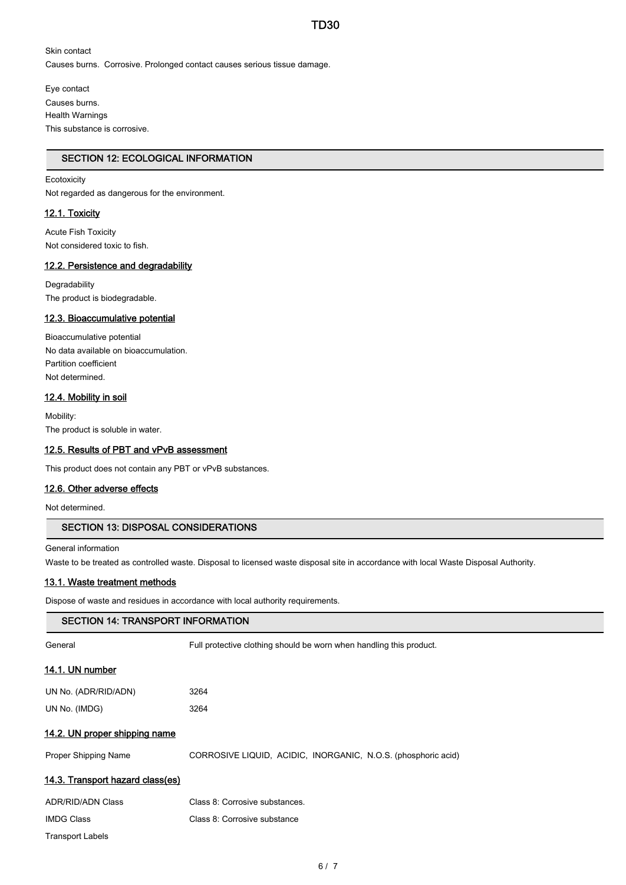Skin contact

Causes burns. Corrosive. Prolonged contact causes serious tissue damage.

Eye contact

Causes burns.

Health Warnings

This substance is corrosive.

## SECTION 12: ECOLOGICAL INFORMATION

Ecotoxicity

Not regarded as dangerous for the environment.

### 12.1. Toxicity

Acute Fish Toxicity

Not considered toxic to fish.

### 12.2. Persistence and degradability

Degradability

The product is biodegradable.

### 12.3. Bioaccumulative potential

Bioaccumulative potential

No data available on bioaccumulation.

Partition coefficient

Not determined.

### 12.4. Mobility in soil

Mobility:

The product is soluble in water.

### 12.5. Results of PBT and vPvB assessment

This product does not contain any PBT or vPvB substances.

### 12.6. Other adverse effects

Not determined.

## SECTION 13: DISPOSAL CONSIDERATIONS

General information

Waste to be treated as controlled waste. Disposal to licensed waste disposal site in accordance with local Waste Disposal Authority.

### 13.1. Waste treatment methods

Dispose of waste and residues in accordance with local authority requirements.

## SECTION 14: TRANSPORT INFORMATION

General: Full protective clothing should be worn when handling this product.

### 14.1. UN number

| | |
|---|---|
| UN No. (ADR/RID/ADN) | 3264 |
| UN No. (IMDG) | 3264 |

### 14.2. UN proper shipping name

Proper Shipping Name: CORROSIVE LIQUID, ACIDIC, INORGANIC, N.O.S. (phosphoric acid)

### 14.3. Transport hazard class(es)

| | |
|---|---|
| ADR/RID/ADN Class | Class 8: Corrosive substances. |
| IMDG Class | Class 8: Corrosive substance |

Transport Labels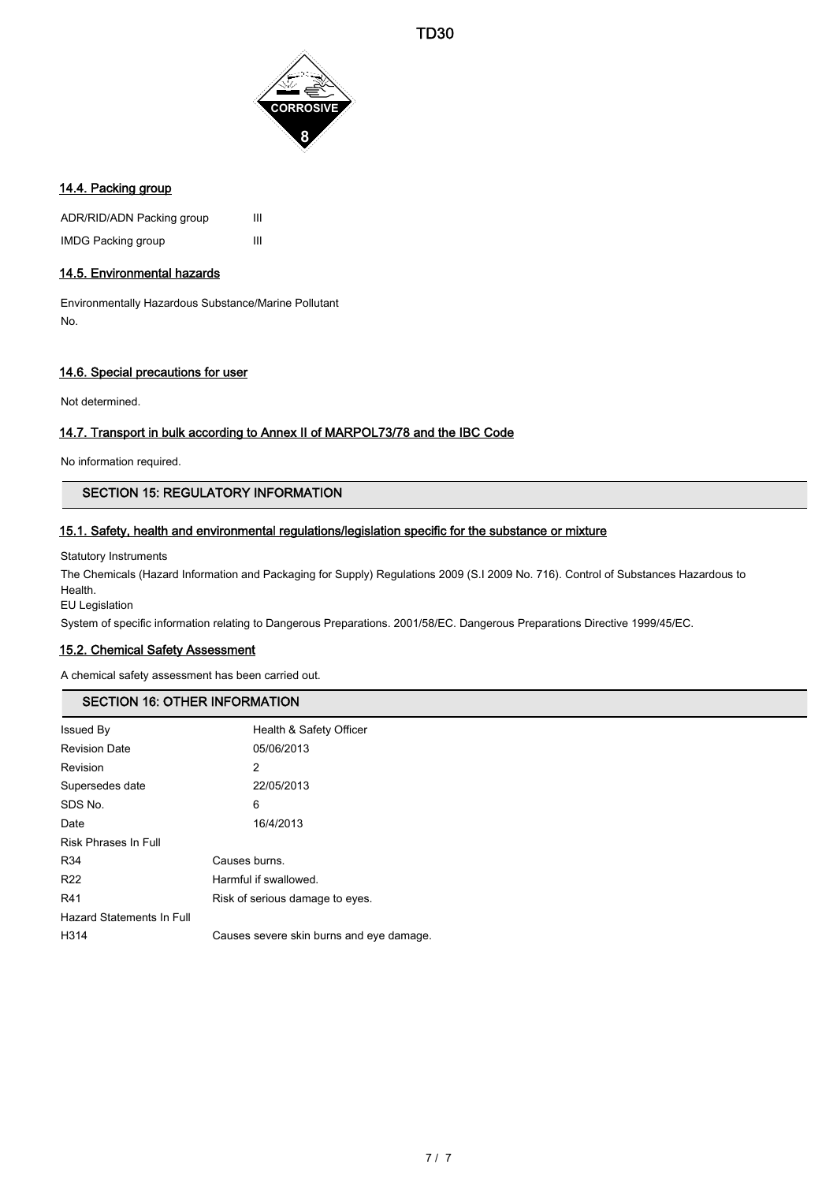CORROSIVE

8

### 14.4. Packing group

| | |
|---|---|
| ADR/RID/ADN Packing group | III |
| IMDG Packing group | III |

### 14.5. Environmental hazards

Environmentally Hazardous Substance/Marine Pollutant

No.

### 14.6. Special precautions for user

Not determined.

### 14.7. Transport in bulk according to Annex II of MARPOL73/78 and the IBC Code

No information required.

## SECTION 15: REGULATORY INFORMATION

### 15.1. Safety, health and environmental regulations/legislation specific for the substance or mixture

Statutory Instruments

The Chemicals (Hazard Information and Packaging for Supply) Regulations 2009 (S.I 2009 No. 716). Control of Substances Hazardous to Health.

EU Legislation

System of specific information relating to Dangerous Preparations. 2001/58/EC. Dangerous Preparations Directive 1999/45/EC.

### 15.2. Chemical Safety Assessment

A chemical safety assessment has been carried out.

## SECTION 16: OTHER INFORMATION

| | |
|---|---|
| Issued By | Health & Safety Officer |
| Revision Date | 05/06/2013 |
| Revision | 2 |
| Supersedes date | 22/05/2013 |
| SDS No. | 6 |
| Date | 16/4/2013 |
| Risk Phrases In Full | |
| R34 | Causes burns. |
| R22 | Harmful if swallowed. |
| R41 | Risk of serious damage to eyes. |
| Hazard Statements In Full | |
| H314 | Causes severe skin burns and eye damage. |